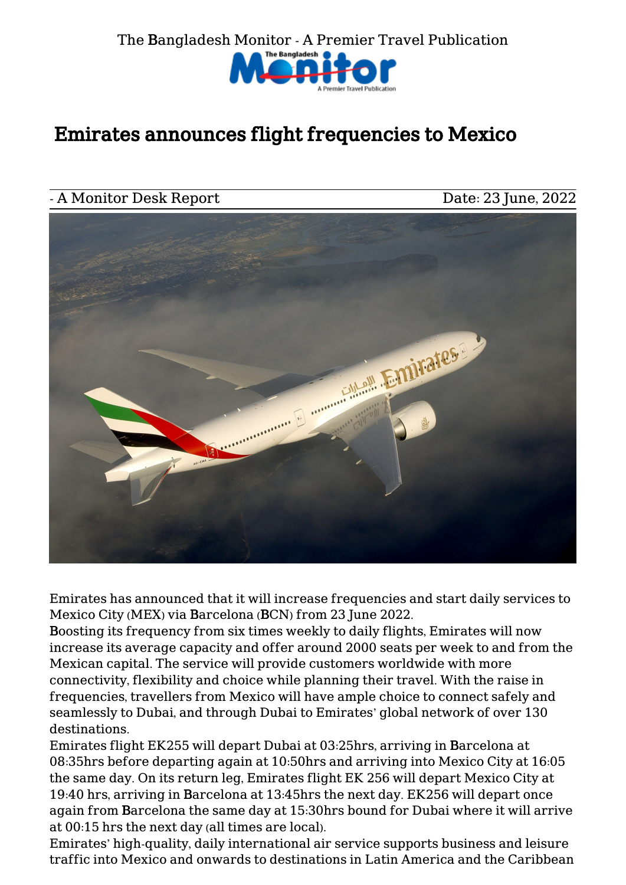The Bangladesh Monitor - A Premier Travel Publication

# Emirates announces flight frequencies to Mexico

- A Monitor Desk Report | Date: 23 June, 2022

Emirates has announced that it will increase frequencies and start daily services to Mexico City (MEX) via Barcelona (BCN) from 23 June 2022.

Boosting its frequency from six times weekly to daily flights, Emirates will now increase its average capacity and offer around 2000 seats per week to and from the Mexican capital. The service will provide customers worldwide with more connectivity, flexibility and choice while planning their travel. With the raise in frequencies, travellers from Mexico will have ample choice to connect safely and seamlessly to Dubai, and through Dubai to Emirates' global network of over 130 destinations.

Emirates flight EK255 will depart Dubai at 03:25hrs, arriving in Barcelona at 08:35hrs before departing again at 10:50hrs and arriving into Mexico City at 16:05 the same day. On its return leg, Emirates flight EK 256 will depart Mexico City at 19:40 hrs, arriving in Barcelona at 13:45hrs the next day. EK256 will depart once again from Barcelona the same day at 15:30hrs bound for Dubai where it will arrive at 00:15 hrs the next day (all times are local).

Emirates' high-quality, daily international air service supports business and leisure traffic into Mexico and onwards to destinations in Latin America and the Caribbean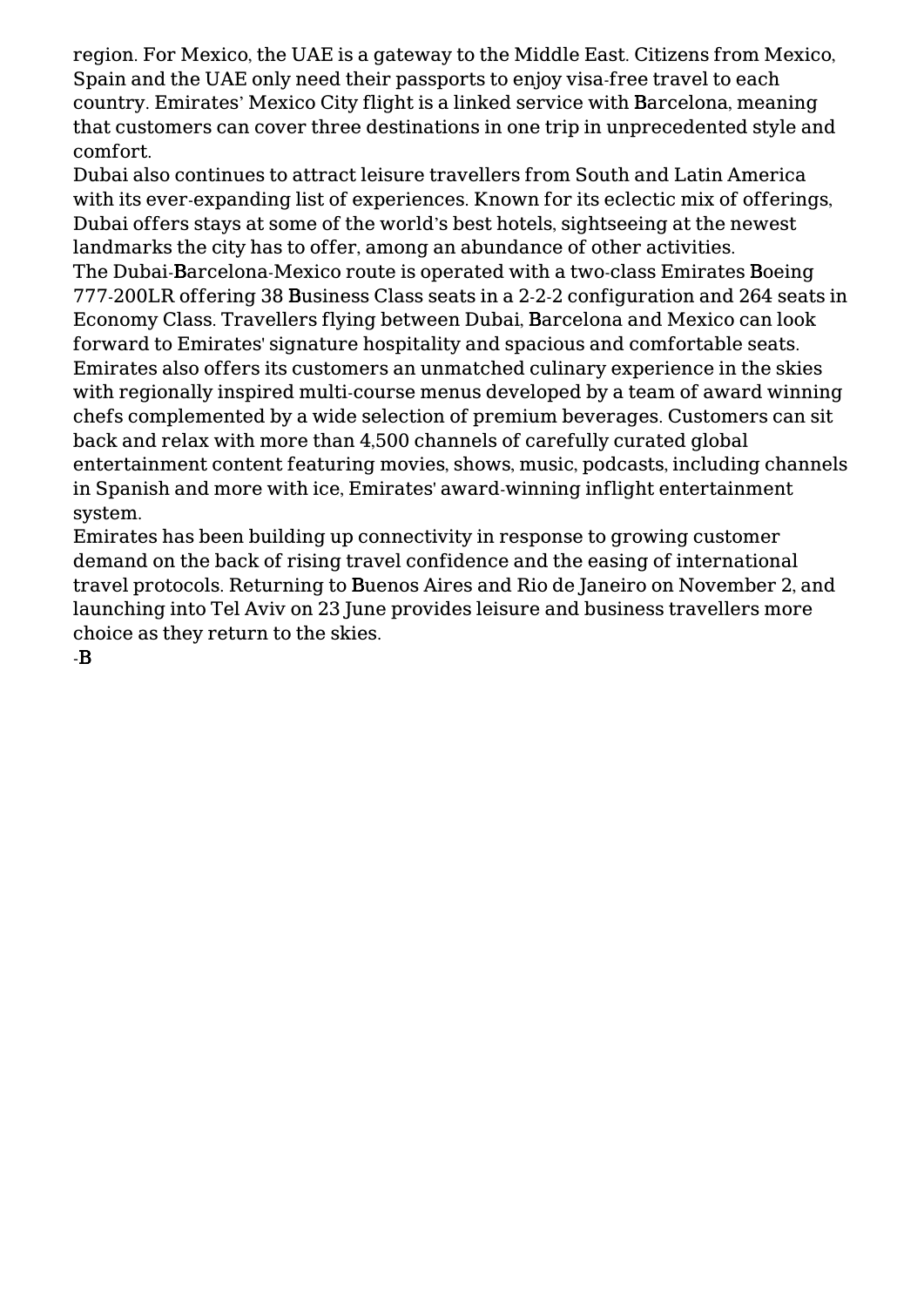region. For Mexico, the UAE is a gateway to the Middle East. Citizens from Mexico, Spain and the UAE only need their passports to enjoy visa-free travel to each country. Emirates' Mexico City flight is a linked service with Barcelona, meaning that customers can cover three destinations in one trip in unprecedented style and comfort.

Dubai also continues to attract leisure travellers from South and Latin America with its ever-expanding list of experiences. Known for its eclectic mix of offerings, Dubai offers stays at some of the world's best hotels, sightseeing at the newest landmarks the city has to offer, among an abundance of other activities.

The Dubai-Barcelona-Mexico route is operated with a two-class Emirates Boeing 777-200LR offering 38 Business Class seats in a 2-2-2 configuration and 264 seats in Economy Class. Travellers flying between Dubai, Barcelona and Mexico can look forward to Emirates' signature hospitality and spacious and comfortable seats. Emirates also offers its customers an unmatched culinary experience in the skies with regionally inspired multi-course menus developed by a team of award winning chefs complemented by a wide selection of premium beverages. Customers can sit back and relax with more than 4,500 channels of carefully curated global entertainment content featuring movies, shows, music, podcasts, including channels in Spanish and more with ice, Emirates' award-winning inflight entertainment system.

Emirates has been building up connectivity in response to growing customer demand on the back of rising travel confidence and the easing of international travel protocols. Returning to Buenos Aires and Rio de Janeiro on November 2, and launching into Tel Aviv on 23 June provides leisure and business travellers more choice as they return to the skies.

-B